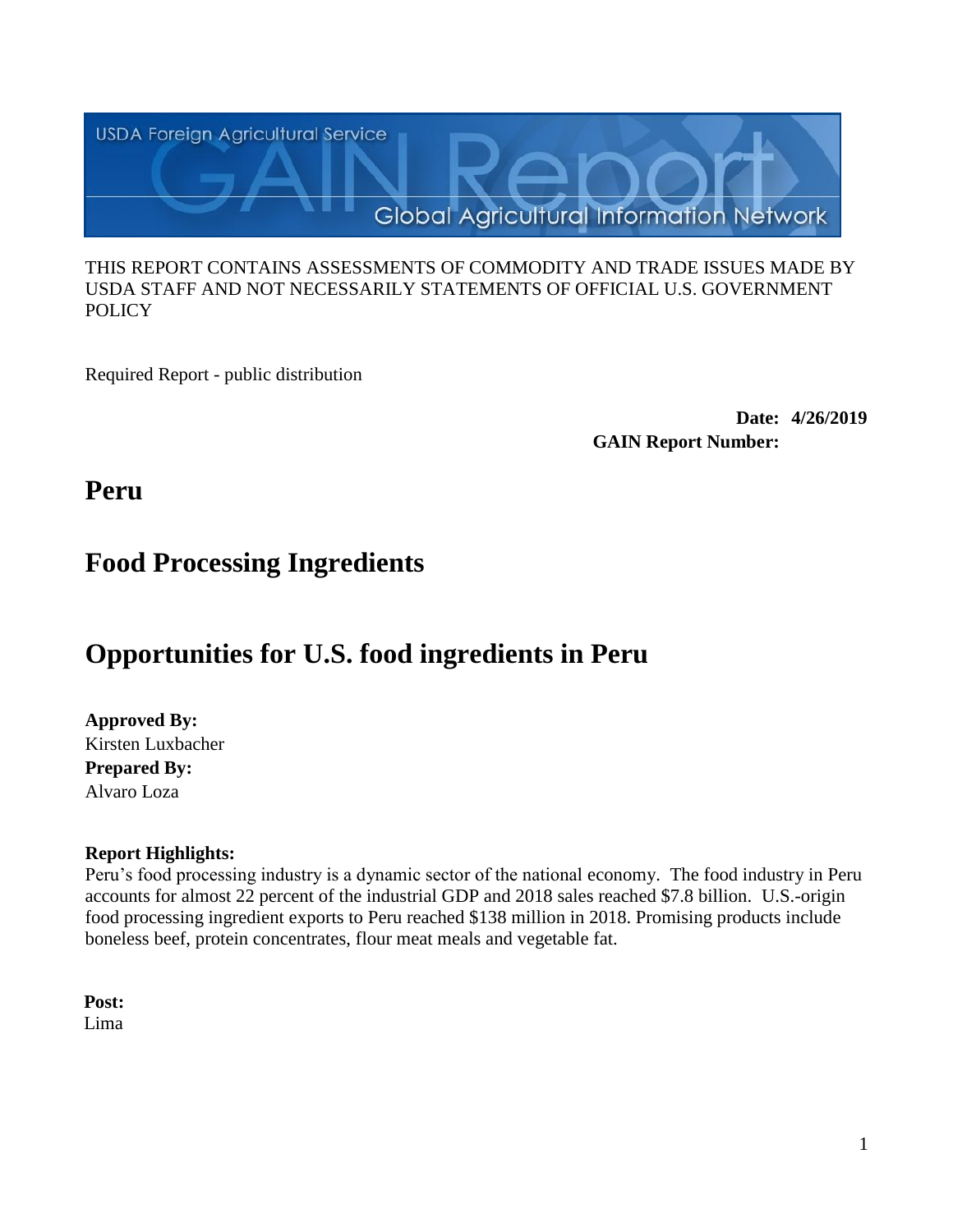THIS REPORT CONTAINS ASSESSMENTS OF COMMODITY AND TRADE ISSUES MADE BY USDA STAFF AND NOT NECESSARILY STATEMENTS OF OFFICIAL U.S. GOVERNMENT POLICY

Required Report - public distribution

**Date: 4/26/2019**
**GAIN Report Number:**

# Peru

# Food Processing Ingredients

# Opportunities for U.S. food ingredients in Peru

**Approved By:**
Kirsten Luxbacher
**Prepared By:**
Alvaro Loza

**Report Highlights:**
Peru's food processing industry is a dynamic sector of the national economy. The food industry in Peru accounts for almost 22 percent of the industrial GDP and 2018 sales reached $7.8 billion. U.S.-origin food processing ingredient exports to Peru reached $138 million in 2018. Promising products include boneless beef, protein concentrates, flour meat meals and vegetable fat.

**Post:**
Lima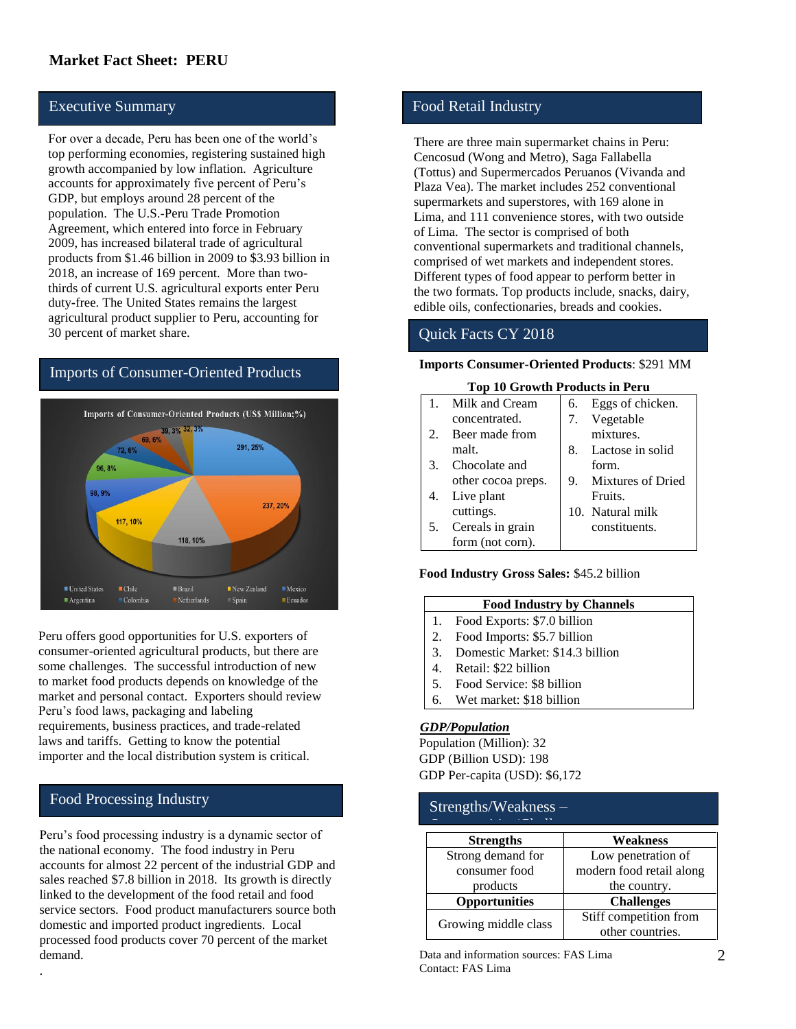**Market Fact Sheet: PERU**

## Executive Summary

For over a decade, Peru has been one of the world's top performing economies, registering sustained high growth accompanied by low inflation. Agriculture accounts for approximately five percent of Peru's GDP, but employs around 28 percent of the population. The U.S.-Peru Trade Promotion Agreement, which entered into force in February 2009, has increased bilateral trade of agricultural products from $1.46 billion in 2009 to $3.93 billion in 2018, an increase of 169 percent. More than two-thirds of current U.S. agricultural exports enter Peru duty-free. The United States remains the largest agricultural product supplier to Peru, accounting for 30 percent of market share.

## Imports of Consumer-Oriented Products

Imports of Consumer-Oriented Products (US$ Million;%)

| Country | US$ Million | % |
|---|---|---|
| United States | 291 | 25% |
| Chile | 237 | 20% |
| Brazil | 118 | 10% |
| New Zealand | 117 | 10% |
| Mexico | 98 | 9% |
| Argentina | 96 | 8% |
| Colombia | 72 | 6% |
| Netherlands | 69 | 6% |
| Spain | 39 | 3% |
| Ecuador | 32 | 3% |

Peru offers good opportunities for U.S. exporters of consumer-oriented agricultural products, but there are some challenges. The successful introduction of new to market food products depends on knowledge of the market and personal contact. Exporters should review Peru's food laws, packaging and labeling requirements, business practices, and trade-related laws and tariffs. Getting to know the potential importer and the local distribution system is critical.

## Food Processing Industry

Peru's food processing industry is a dynamic sector of the national economy. The food industry in Peru accounts for almost 22 percent of the industrial GDP and sales reached $7.8 billion in 2018. Its growth is directly linked to the development of the food retail and food service sectors. Food product manufacturers source both domestic and imported product ingredients. Local processed food products cover 70 percent of the market demand.

## Food Retail Industry

There are three main supermarket chains in Peru: Cencosud (Wong and Metro), Saga Fallabella (Tottus) and Supermercados Peruanos (Vivanda and Plaza Vea). The market includes 252 conventional supermarkets and superstores, with 169 alone in Lima, and 111 convenience stores, with two outside of Lima. The sector is comprised of both conventional supermarkets and traditional channels, comprised of wet markets and independent stores. Different types of food appear to perform better in the two formats. Top products include, snacks, dairy, edible oils, confectionaries, breads and cookies.

## Quick Facts CY 2018

**Imports Consumer-Oriented Products**: $291 MM

**Top 10 Growth Products in Peru**

| | |
|---|---|
| 1. Milk and Cream concentrated. | 6. Eggs of chicken. |
| 2. Beer made from malt. | 7. Vegetable mixtures. |
| 3. Chocolate and other cocoa preps. | 8. Lactose in solid form. |
| 4. Live plant cuttings. | 9. Mixtures of Dried Fruits. |
| 5. Cereals in grain form (not corn). | 10. Natural milk constituents. |

**Food Industry Gross Sales:** $45.2 billion

| Food Industry by Channels |
|---|
| 1. Food Exports: $7.0 billion |
| 2. Food Imports: $5.7 billion |
| 3. Domestic Market: $14.3 billion |
| 4. Retail: $22 billion |
| 5. Food Service: $8 billion |
| 6. Wet market: $18 billion |

***GDP/Population***

Population (Million): 32
GDP (Billion USD): 198
GDP Per-capita (USD): $6,172

## Strengths/Weakness – Opportunities/Challenges

| Strengths | Weakness |
|---|---|
| Strong demand for consumer food products | Low penetration of modern food retail along the country. |
| **Opportunities** | **Challenges** |
| Growing middle class | Stiff competition from other countries. |

Data and information sources: FAS Lima
Contact: FAS Lima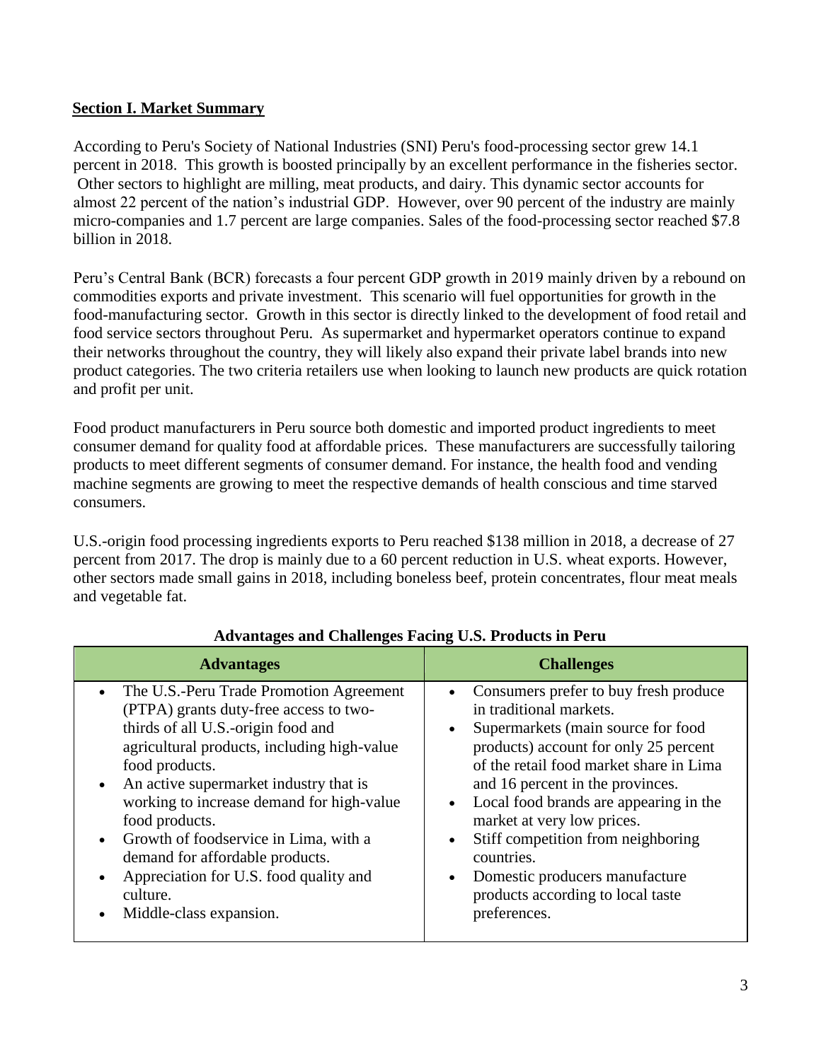## Section I. Market Summary

According to Peru's Society of National Industries (SNI) Peru's food-processing sector grew 14.1 percent in 2018. This growth is boosted principally by an excellent performance in the fisheries sector. Other sectors to highlight are milling, meat products, and dairy. This dynamic sector accounts for almost 22 percent of the nation's industrial GDP. However, over 90 percent of the industry are mainly micro-companies and 1.7 percent are large companies. Sales of the food-processing sector reached $7.8 billion in 2018.

Peru's Central Bank (BCR) forecasts a four percent GDP growth in 2019 mainly driven by a rebound on commodities exports and private investment. This scenario will fuel opportunities for growth in the food-manufacturing sector. Growth in this sector is directly linked to the development of food retail and food service sectors throughout Peru. As supermarket and hypermarket operators continue to expand their networks throughout the country, they will likely also expand their private label brands into new product categories. The two criteria retailers use when looking to launch new products are quick rotation and profit per unit.

Food product manufacturers in Peru source both domestic and imported product ingredients to meet consumer demand for quality food at affordable prices. These manufacturers are successfully tailoring products to meet different segments of consumer demand. For instance, the health food and vending machine segments are growing to meet the respective demands of health conscious and time starved consumers.

U.S.-origin food processing ingredients exports to Peru reached $138 million in 2018, a decrease of 27 percent from 2017. The drop is mainly due to a 60 percent reduction in U.S. wheat exports. However, other sectors made small gains in 2018, including boneless beef, protein concentrates, flour meat meals and vegetable fat.

**Advantages and Challenges Facing U.S. Products in Peru**

| Advantages | Challenges |
| --- | --- |
| • The U.S.-Peru Trade Promotion Agreement (PTPA) grants duty-free access to two-thirds of all U.S.-origin food and agricultural products, including high-value food products.<br>• An active supermarket industry that is working to increase demand for high-value food products.<br>• Growth of foodservice in Lima, with a demand for affordable products.<br>• Appreciation for U.S. food quality and culture.<br>• Middle-class expansion. | • Consumers prefer to buy fresh produce in traditional markets.<br>• Supermarkets (main source for food products) account for only 25 percent of the retail food market share in Lima and 16 percent in the provinces.<br>• Local food brands are appearing in the market at very low prices.<br>• Stiff competition from neighboring countries.<br>• Domestic producers manufacture products according to local taste preferences. |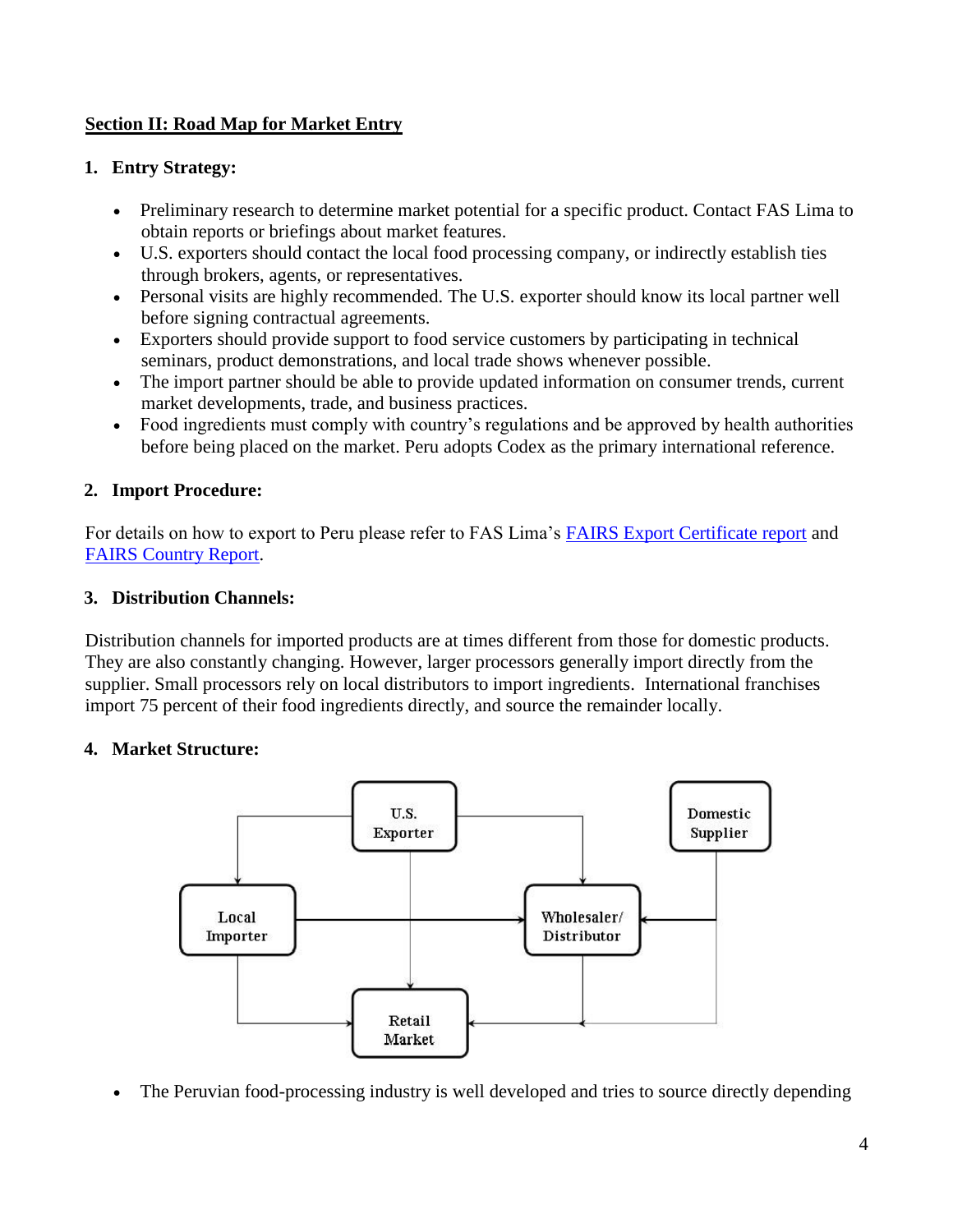## Section II: Road Map for Market Entry

### 1. Entry Strategy:

- Preliminary research to determine market potential for a specific product. Contact FAS Lima to obtain reports or briefings about market features.
- U.S. exporters should contact the local food processing company, or indirectly establish ties through brokers, agents, or representatives.
- Personal visits are highly recommended. The U.S. exporter should know its local partner well before signing contractual agreements.
- Exporters should provide support to food service customers by participating in technical seminars, product demonstrations, and local trade shows whenever possible.
- The import partner should be able to provide updated information on consumer trends, current market developments, trade, and business practices.
- Food ingredients must comply with country's regulations and be approved by health authorities before being placed on the market. Peru adopts Codex as the primary international reference.

### 2. Import Procedure:

For details on how to export to Peru please refer to FAS Lima's [FAIRS Export Certificate report](#) and [FAIRS Country Report](#).

### 3. Distribution Channels:

Distribution channels for imported products are at times different from those for domestic products. They are also constantly changing. However, larger processors generally import directly from the supplier. Small processors rely on local distributors to import ingredients. International franchises import 75 percent of their food ingredients directly, and source the remainder locally.

### 4. Market Structure:

U.S. Exporter
Domestic Supplier
Local Importer
Wholesaler/ Distributor
Retail Market

- The Peruvian food-processing industry is well developed and tries to source directly depending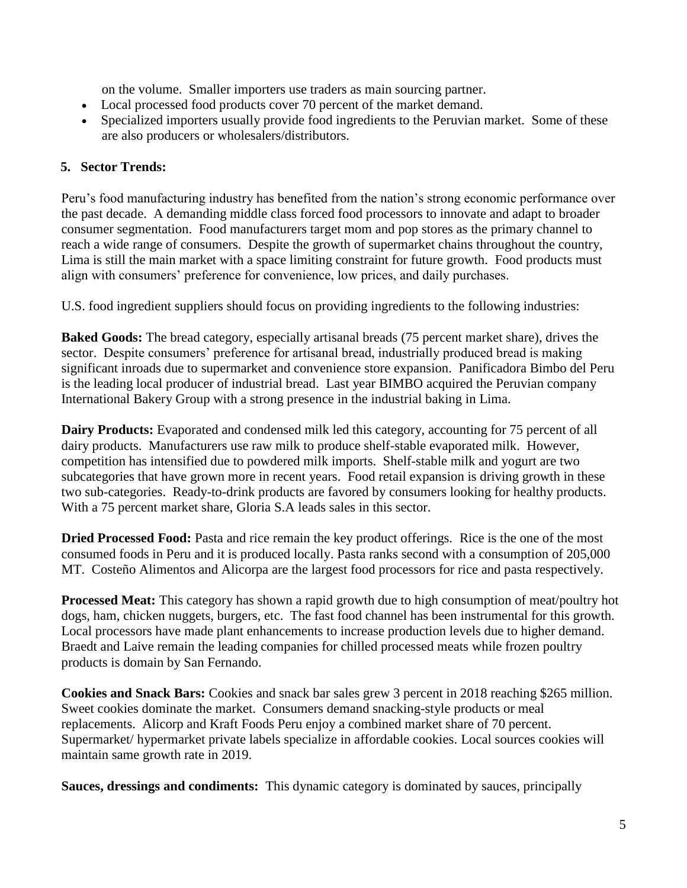on the volume. Smaller importers use traders as main sourcing partner.

- Local processed food products cover 70 percent of the market demand.
- Specialized importers usually provide food ingredients to the Peruvian market. Some of these are also producers or wholesalers/distributors.

## 5. Sector Trends:

Peru's food manufacturing industry has benefited from the nation's strong economic performance over the past decade. A demanding middle class forced food processors to innovate and adapt to broader consumer segmentation. Food manufacturers target mom and pop stores as the primary channel to reach a wide range of consumers. Despite the growth of supermarket chains throughout the country, Lima is still the main market with a space limiting constraint for future growth. Food products must align with consumers' preference for convenience, low prices, and daily purchases.

U.S. food ingredient suppliers should focus on providing ingredients to the following industries:

**Baked Goods:** The bread category, especially artisanal breads (75 percent market share), drives the sector. Despite consumers' preference for artisanal bread, industrially produced bread is making significant inroads due to supermarket and convenience store expansion. Panificadora Bimbo del Peru is the leading local producer of industrial bread. Last year BIMBO acquired the Peruvian company International Bakery Group with a strong presence in the industrial baking in Lima.

**Dairy Products:** Evaporated and condensed milk led this category, accounting for 75 percent of all dairy products. Manufacturers use raw milk to produce shelf-stable evaporated milk. However, competition has intensified due to powdered milk imports. Shelf-stable milk and yogurt are two subcategories that have grown more in recent years. Food retail expansion is driving growth in these two sub-categories. Ready-to-drink products are favored by consumers looking for healthy products. With a 75 percent market share, Gloria S.A leads sales in this sector.

**Dried Processed Food:** Pasta and rice remain the key product offerings. Rice is the one of the most consumed foods in Peru and it is produced locally. Pasta ranks second with a consumption of 205,000 MT. Costeño Alimentos and Alicorpa are the largest food processors for rice and pasta respectively.

**Processed Meat:** This category has shown a rapid growth due to high consumption of meat/poultry hot dogs, ham, chicken nuggets, burgers, etc. The fast food channel has been instrumental for this growth. Local processors have made plant enhancements to increase production levels due to higher demand. Braedt and Laive remain the leading companies for chilled processed meats while frozen poultry products is domain by San Fernando.

**Cookies and Snack Bars:** Cookies and snack bar sales grew 3 percent in 2018 reaching $265 million. Sweet cookies dominate the market. Consumers demand snacking-style products or meal replacements. Alicorp and Kraft Foods Peru enjoy a combined market share of 70 percent. Supermarket/ hypermarket private labels specialize in affordable cookies. Local sources cookies will maintain same growth rate in 2019.

**Sauces, dressings and condiments:** This dynamic category is dominated by sauces, principally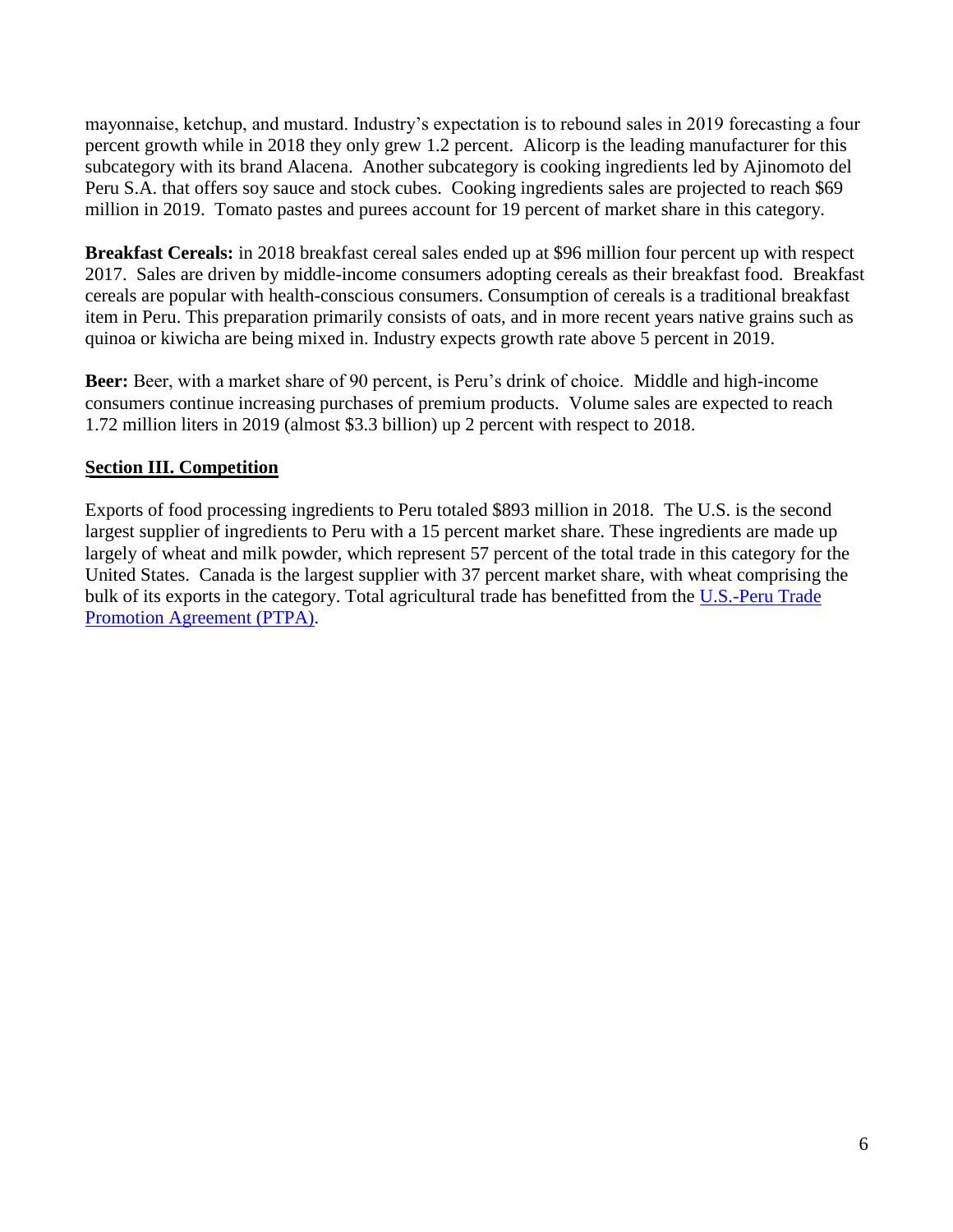mayonnaise, ketchup, and mustard. Industry's expectation is to rebound sales in 2019 forecasting a four percent growth while in 2018 they only grew 1.2 percent. Alicorp is the leading manufacturer for this subcategory with its brand Alacena. Another subcategory is cooking ingredients led by Ajinomoto del Peru S.A. that offers soy sauce and stock cubes. Cooking ingredients sales are projected to reach $69 million in 2019. Tomato pastes and purees account for 19 percent of market share in this category.

**Breakfast Cereals:** in 2018 breakfast cereal sales ended up at $96 million four percent up with respect 2017. Sales are driven by middle-income consumers adopting cereals as their breakfast food. Breakfast cereals are popular with health-conscious consumers. Consumption of cereals is a traditional breakfast item in Peru. This preparation primarily consists of oats, and in more recent years native grains such as quinoa or kiwicha are being mixed in. Industry expects growth rate above 5 percent in 2019.

**Beer:** Beer, with a market share of 90 percent, is Peru's drink of choice. Middle and high-income consumers continue increasing purchases of premium products. Volume sales are expected to reach 1.72 million liters in 2019 (almost $3.3 billion) up 2 percent with respect to 2018.

## Section III. Competition

Exports of food processing ingredients to Peru totaled $893 million in 2018. The U.S. is the second largest supplier of ingredients to Peru with a 15 percent market share. These ingredients are made up largely of wheat and milk powder, which represent 57 percent of the total trade in this category for the United States. Canada is the largest supplier with 37 percent market share, with wheat comprising the bulk of its exports in the category. Total agricultural trade has benefitted from the U.S.-Peru Trade Promotion Agreement (PTPA).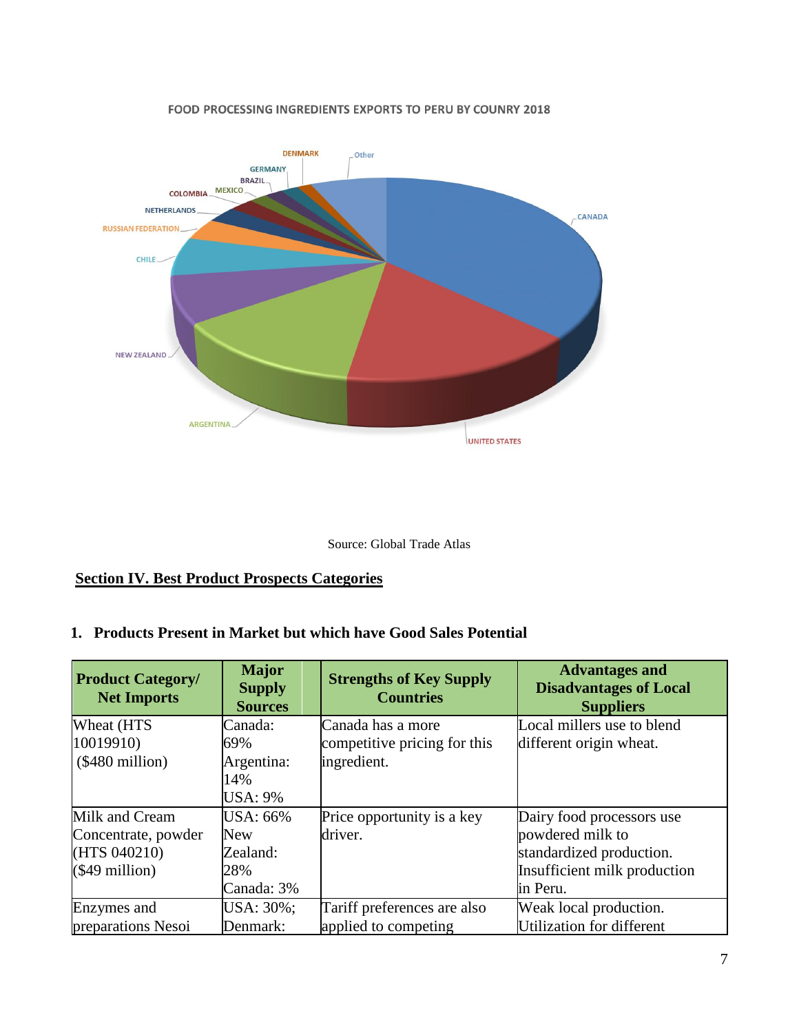FOOD PROCESSING INGREDIENTS EXPORTS TO PERU BY COUNRY 2018

Source: Global Trade Atlas

## Section IV. Best Product Prospects Categories

### 1. Products Present in Market but which have Good Sales Potential

| Product Category/ Net Imports | Major Supply Sources | Strengths of Key Supply Countries | Advantages and Disadvantages of Local Suppliers |
|---|---|---|---|
| Wheat (HTS 10019910) ($480 million) | Canada: 69% Argentina: 14% USA: 9% | Canada has a more competitive pricing for this ingredient. | Local millers use to blend different origin wheat. |
| Milk and Cream Concentrate, powder (HTS 040210) ($49 million) | USA: 66% New Zealand: 28% Canada: 3% | Price opportunity is a key driver. | Dairy food processors use powdered milk to standardized production. Insufficient milk production in Peru. |
| Enzymes and preparations Nesoi | USA: 30%; Denmark: | Tariff preferences are also applied to competing | Weak local production. Utilization for different |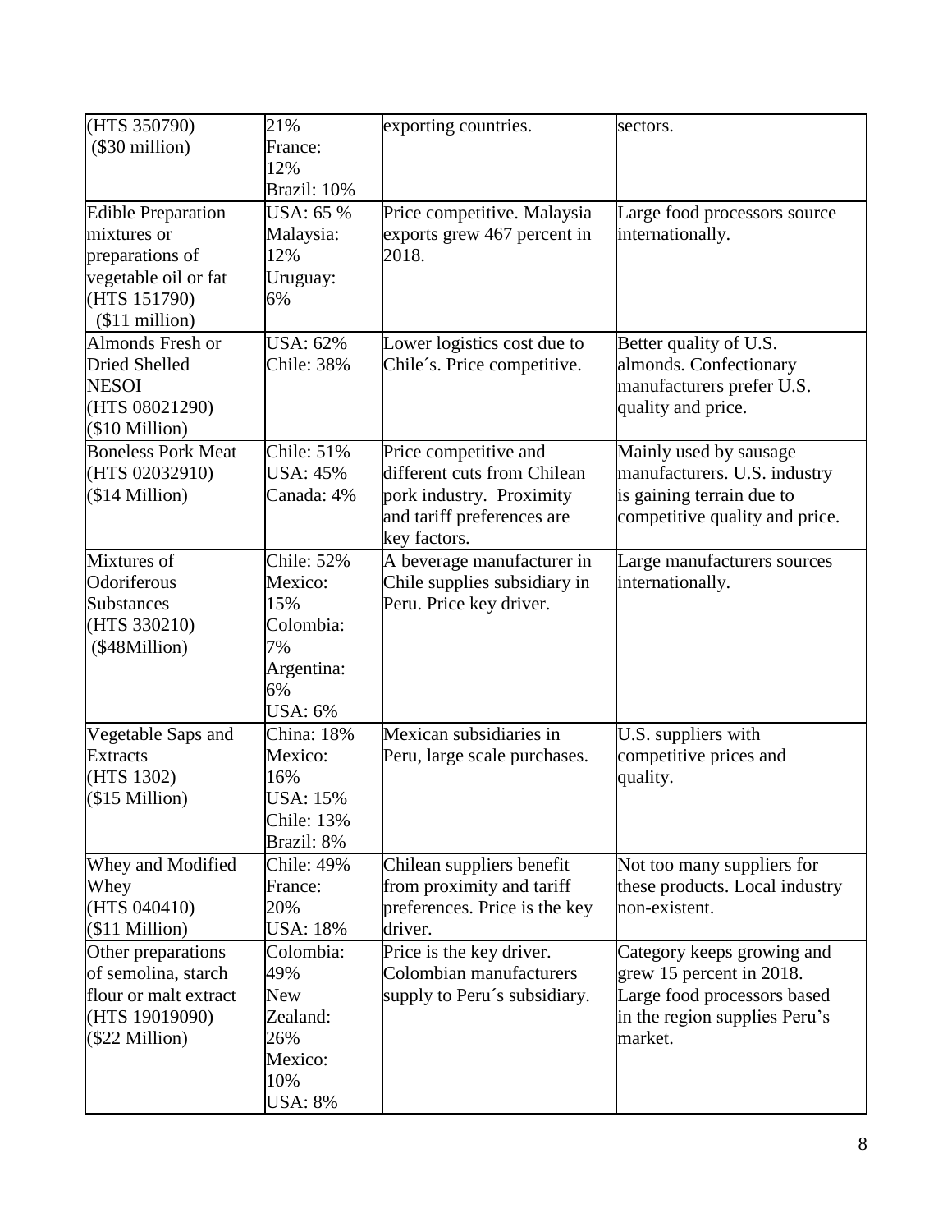| (HTS 350790) ($30 million) | 21% France: 12% Brazil: 10% | exporting countries. | sectors. |
|---|---|---|---|
| Edible Preparation mixtures or preparations of vegetable oil or fat (HTS 151790) ($11 million) | USA: 65 % Malaysia: 12% Uruguay: 6% | Price competitive. Malaysia exports grew 467 percent in 2018. | Large food processors source internationally. |
| Almonds Fresh or Dried Shelled NESOI (HTS 08021290) ($10 Million) | USA: 62% Chile: 38% | Lower logistics cost due to Chile´s. Price competitive. | Better quality of U.S. almonds. Confectionary manufacturers prefer U.S. quality and price. |
| Boneless Pork Meat (HTS 02032910) ($14 Million) | Chile: 51% USA: 45% Canada: 4% | Price competitive and different cuts from Chilean pork industry. Proximity and tariff preferences are key factors. | Mainly used by sausage manufacturers. U.S. industry is gaining terrain due to competitive quality and price. |
| Mixtures of Odoriferous Substances (HTS 330210) ($48Million) | Chile: 52% Mexico: 15% Colombia: 7% Argentina: 6% USA: 6% | A beverage manufacturer in Chile supplies subsidiary in Peru. Price key driver. | Large manufacturers sources internationally. |
| Vegetable Saps and Extracts (HTS 1302) ($15 Million) | China: 18% Mexico: 16% USA: 15% Chile: 13% Brazil: 8% | Mexican subsidiaries in Peru, large scale purchases. | U.S. suppliers with competitive prices and quality. |
| Whey and Modified Whey (HTS 040410) ($11 Million) | Chile: 49% France: 20% USA: 18% | Chilean suppliers benefit from proximity and tariff preferences. Price is the key driver. | Not too many suppliers for these products. Local industry non-existent. |
| Other preparations of semolina, starch flour or malt extract (HTS 19019090) ($22 Million) | Colombia: 49% New Zealand: 26% Mexico: 10% USA: 8% | Price is the key driver. Colombian manufacturers supply to Peru´s subsidiary. | Category keeps growing and grew 15 percent in 2018. Large food processors based in the region supplies Peru's market. |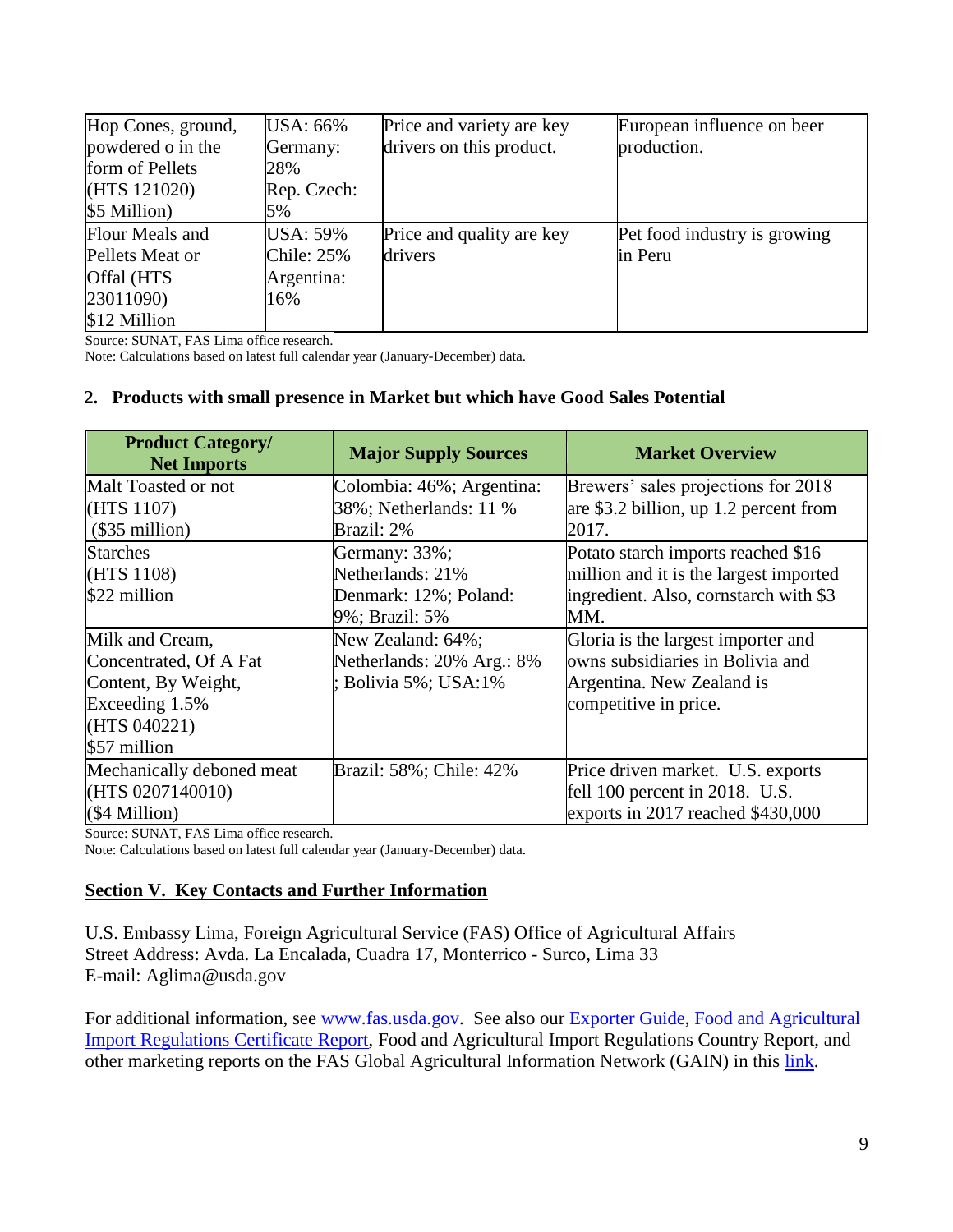| Hop Cones, ground, powdered o in the form of Pellets (HTS 121020) $5 Million) | USA: 66% Germany: 28% Rep. Czech: 5% | Price and variety are key drivers on this product. | European influence on beer production. |
|---|---|---|---|
| Flour Meals and Pellets Meat or Offal (HTS 23011090) $12 Million | USA: 59% Chile: 25% Argentina: 16% | Price and quality are key drivers | Pet food industry is growing in Peru |

Source: SUNAT, FAS Lima office research.
Note: Calculations based on latest full calendar year (January-December) data.

## 2. Products with small presence in Market but which have Good Sales Potential

| Product Category/ Net Imports | Major Supply Sources | Market Overview |
|---|---|---|
| Malt Toasted or not (HTS 1107) ($35 million) | Colombia: 46%; Argentina: 38%; Netherlands: 11 % Brazil: 2% | Brewers' sales projections for 2018 are $3.2 billion, up 1.2 percent from 2017. |
| Starches (HTS 1108) $22 million | Germany: 33%; Netherlands: 21% Denmark: 12%; Poland: 9%; Brazil: 5% | Potato starch imports reached $16 million and it is the largest imported ingredient. Also, cornstarch with $3 MM. |
| Milk and Cream, Concentrated, Of A Fat Content, By Weight, Exceeding 1.5% (HTS 040221) $57 million | New Zealand: 64%; Netherlands: 20% Arg.: 8% ; Bolivia 5%; USA:1% | Gloria is the largest importer and owns subsidiaries in Bolivia and Argentina. New Zealand is competitive in price. |
| Mechanically deboned meat (HTS 0207140010) ($4 Million) | Brazil: 58%; Chile: 42% | Price driven market. U.S. exports fell 100 percent in 2018. U.S. exports in 2017 reached $430,000 |

Source: SUNAT, FAS Lima office research.
Note: Calculations based on latest full calendar year (January-December) data.

## Section V. Key Contacts and Further Information

U.S. Embassy Lima, Foreign Agricultural Service (FAS) Office of Agricultural Affairs
Street Address: Avda. La Encalada, Cuadra 17, Monterrico - Surco, Lima 33
E-mail: Aglima@usda.gov

For additional information, see www.fas.usda.gov. See also our Exporter Guide, Food and Agricultural Import Regulations Certificate Report, Food and Agricultural Import Regulations Country Report, and other marketing reports on the FAS Global Agricultural Information Network (GAIN) in this link.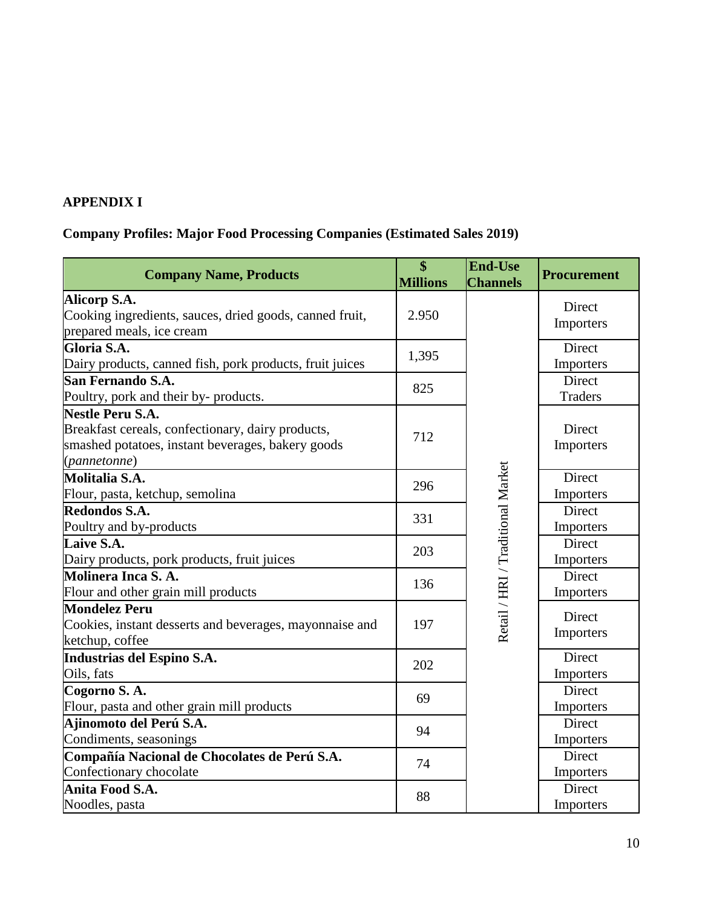**APPENDIX I**

**Company Profiles: Major Food Processing Companies (Estimated Sales 2019)**

| Company Name, Products | $ Millions | End-Use Channels | Procurement |
|---|---|---|---|
| **Alicorp S.A.** Cooking ingredients, sauces, dried goods, canned fruit, prepared meals, ice cream | 2.950 | Retail / HRI / Traditional Market | Direct Importers |
| **Gloria S.A.** Dairy products, canned fish, pork products, fruit juices | 1,395 | | Direct Importers |
| **San Fernando S.A.** Poultry, pork and their by- products. | 825 | | Direct Traders |
| **Nestle Peru S.A.** Breakfast cereals, confectionary, dairy products, smashed potatoes, instant beverages, bakery goods (*pannetonne*) | 712 | | Direct Importers |
| **Molitalia S.A.** Flour, pasta, ketchup, semolina | 296 | | Direct Importers |
| **Redondos S.A.** Poultry and by-products | 331 | | Direct Importers |
| **Laive S.A.** Dairy products, pork products, fruit juices | 203 | | Direct Importers |
| **Molinera Inca S. A.** Flour and other grain mill products | 136 | | Direct Importers |
| **Mondelez Peru** Cookies, instant desserts and beverages, mayonnaise and ketchup, coffee | 197 | | Direct Importers |
| **Industrias del Espino S.A.** Oils, fats | 202 | | Direct Importers |
| **Cogorno S. A.** Flour, pasta and other grain mill products | 69 | | Direct Importers |
| **Ajinomoto del Perú S.A.** Condiments, seasonings | 94 | | Direct Importers |
| **Compañía Nacional de Chocolates de Perú S.A.** Confectionary chocolate | 74 | | Direct Importers |
| **Anita Food S.A.** Noodles, pasta | 88 | | Direct Importers |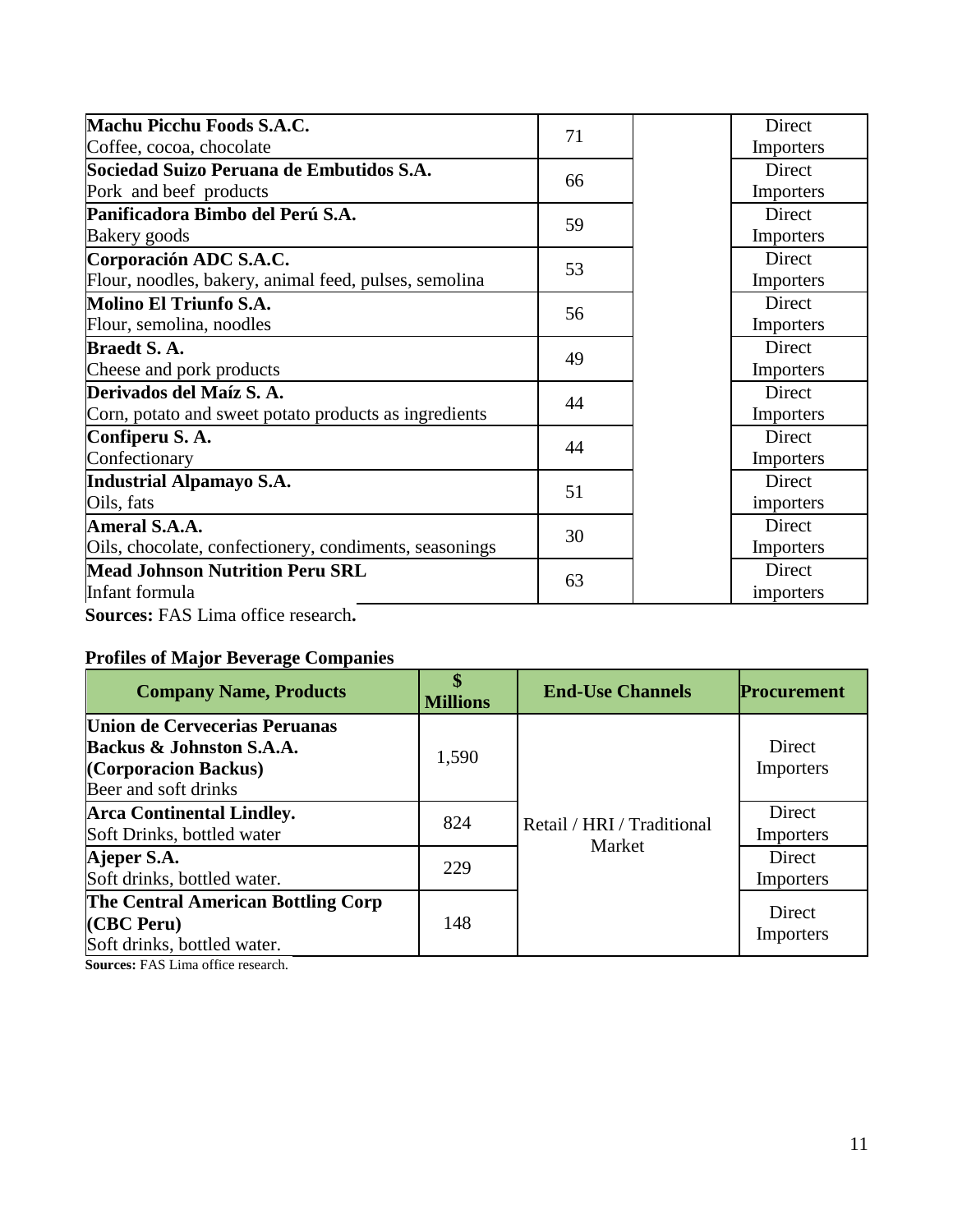| | | | |
|---|---|---|---|
| **Machu Picchu Foods S.A.C.**<br>Coffee, cocoa, chocolate | 71 | | Direct Importers |
| **Sociedad Suizo Peruana de Embutidos S.A.**<br>Pork and beef products | 66 | | Direct Importers |
| **Panificadora Bimbo del Perú S.A.**<br>Bakery goods | 59 | | Direct Importers |
| **Corporación ADC S.A.C.**<br>Flour, noodles, bakery, animal feed, pulses, semolina | 53 | | Direct Importers |
| **Molino El Triunfo S.A.**<br>Flour, semolina, noodles | 56 | | Direct Importers |
| **Braedt S. A.**<br>Cheese and pork products | 49 | | Direct Importers |
| **Derivados del Maíz S. A.**<br>Corn, potato and sweet potato products as ingredients | 44 | | Direct Importers |
| **Confiperu S. A.**<br>Confectionary | 44 | | Direct Importers |
| **Industrial Alpamayo S.A.**<br>Oils, fats | 51 | | Direct importers |
| **Ameral S.A.A.**<br>Oils, chocolate, confectionery, condiments, seasonings | 30 | | Direct Importers |
| **Mead Johnson Nutrition Peru SRL**<br>Infant formula | 63 | | Direct importers |

**Sources:** FAS Lima office research**.**

**Profiles of Major Beverage Companies**

| Company Name, Products | $ Millions | End-Use Channels | Procurement |
|---|---|---|---|
| **Union de Cervecerias Peruanas Backus & Johnston S.A.A. (Corporacion Backus)**<br>Beer and soft drinks | 1,590 | Retail / HRI / Traditional Market | Direct Importers |
| **Arca Continental Lindley.**<br>Soft Drinks, bottled water | 824 | | Direct Importers |
| **Ajeper S.A.**<br>Soft drinks, bottled water. | 229 | | Direct Importers |
| **The Central American Bottling Corp (CBC Peru)**<br>Soft drinks, bottled water. | 148 | | Direct Importers |

**Sources:** FAS Lima office research.